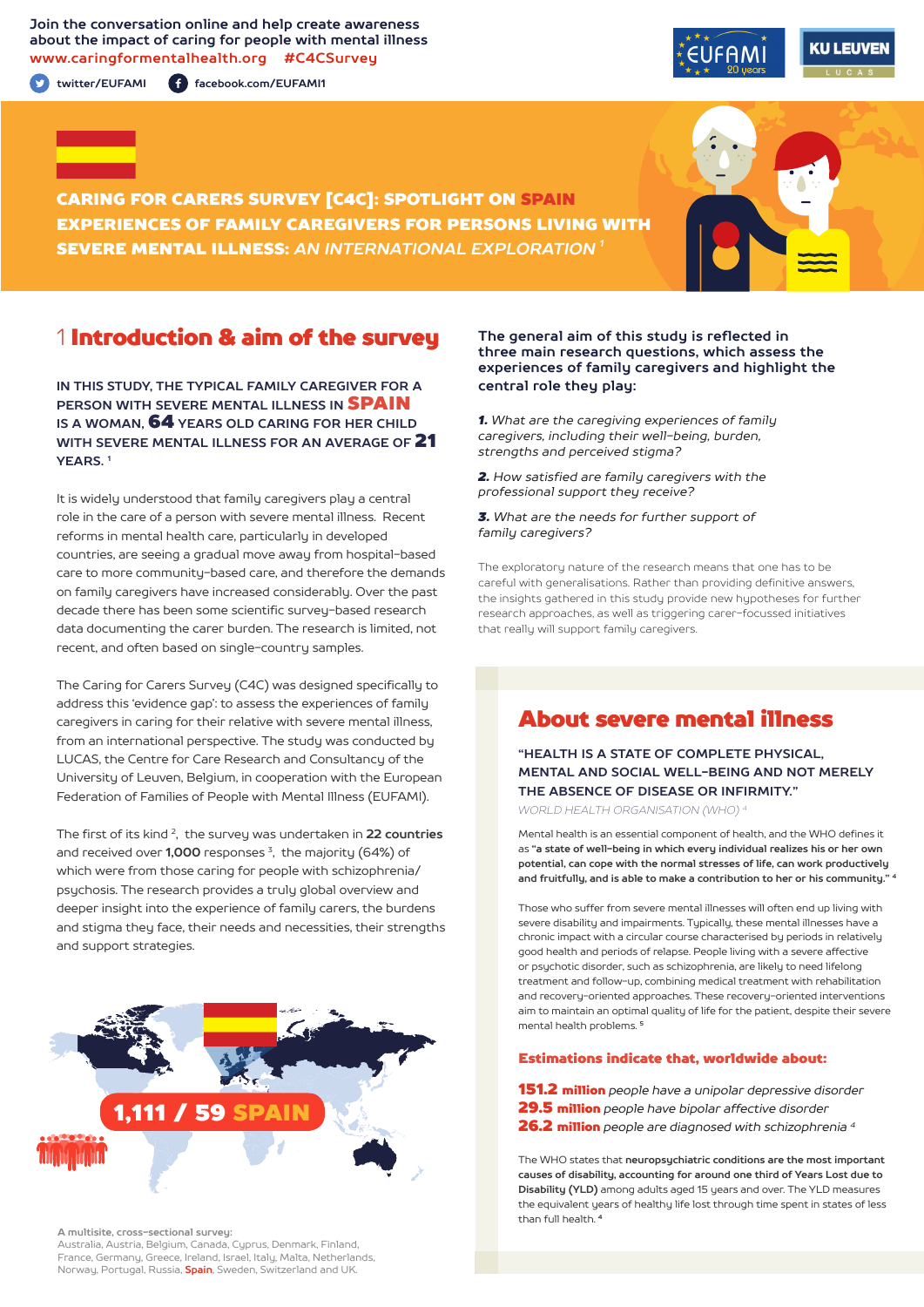Join the conversation online and help create awareness about the impact of caring for people with mental illness
www.caringformentalhealth.org #C4CSurvey

twitter/EUFAMI facebook.com/EUFAMI1

# CARING FOR CARERS SURVEY [C4C]: SPOTLIGHT ON SPAIN
## EXPERIENCES OF FAMILY CAREGIVERS FOR PERSONS LIVING WITH SEVERE MENTAL ILLNESS: *AN INTERNATIONAL EXPLORATION* [1]

## 1 Introduction & aim of the survey

**IN THIS STUDY, THE TYPICAL FAMILY CAREGIVER FOR A PERSON WITH SEVERE MENTAL ILLNESS IN SPAIN IS A WOMAN, 64 YEARS OLD CARING FOR HER CHILD WITH SEVERE MENTAL ILLNESS FOR AN AVERAGE OF 21 YEARS.** [1]

It is widely understood that family caregivers play a central role in the care of a person with severe mental illness. Recent reforms in mental health care, particularly in developed countries, are seeing a gradual move away from hospital-based care to more community-based care, and therefore the demands on family caregivers have increased considerably. Over the past decade there has been some scientific survey-based research data documenting the carer burden. The research is limited, not recent, and often based on single-country samples.

The Caring for Carers Survey (C4C) was designed specifically to address this 'evidence gap': to assess the experiences of family caregivers in caring for their relative with severe mental illness, from an international perspective. The study was conducted by LUCAS, the Centre for Care Research and Consultancy of the University of Leuven, Belgium, in cooperation with the European Federation of Families of People with Mental Illness (EUFAMI).

The first of its kind [2], the survey was undertaken in **22 countries** and received over **1,000** responses [3], the majority (64%) of which were from those caring for people with schizophrenia/psychosis. The research provides a truly global overview and deeper insight into the experience of family carers, the burdens and stigma they face, their needs and necessities, their strengths and support strategies.

**1,111 / 59 SPAIN**

**A multisite, cross-sectional survey:**
Australia, Austria, Belgium, Canada, Cyprus, Denmark, Finland, France, Germany, Greece, Ireland, Israel, Italy, Malta, Netherlands, Norway, Portugal, Russia, **Spain**, Sweden, Switzerland and UK.

**The general aim of this study is reflected in three main research questions, which assess the experiences of family caregivers and highlight the central role they play:**

1. *What are the caregiving experiences of family caregivers, including their well-being, burden, strengths and perceived stigma?*
2. *How satisfied are family caregivers with the professional support they receive?*
3. *What are the needs for further support of family caregivers?*

The exploratory nature of the research means that one has to be careful with generalisations. Rather than providing definitive answers, the insights gathered in this study provide new hypotheses for further research approaches, as well as triggering carer-focussed initiatives that really will support family caregivers.

## About severe mental illness

**"HEALTH IS A STATE OF COMPLETE PHYSICAL, MENTAL AND SOCIAL WELL-BEING AND NOT MERELY THE ABSENCE OF DISEASE OR INFIRMITY."**
*WORLD HEALTH ORGANISATION (WHO)* [4]

Mental health is an essential component of health, and the WHO defines it as **"a state of well-being in which every individual realizes his or her own potential, can cope with the normal stresses of life, can work productively and fruitfully, and is able to make a contribution to her or his community."** [4]

Those who suffer from severe mental illnesses will often end up living with severe disability and impairments. Typically, these mental illnesses have a chronic impact with a circular course characterised by periods in relatively good health and periods of relapse. People living with a severe affective or psychotic disorder, such as schizophrenia, are likely to need lifelong treatment and follow-up, combining medical treatment with rehabilitation and recovery-oriented approaches. These recovery-oriented interventions aim to maintain an optimal quality of life for the patient, despite their severe mental health problems. [5]

**Estimations indicate that, worldwide about:**

**151.2 million** *people have a unipolar depressive disorder*
**29.5 million** *people have bipolar affective disorder*
**26.2 million** *people are diagnosed with schizophrenia* [4]

The WHO states that **neuropsychiatric conditions are the most important causes of disability, accounting for around one third of Years Lost due to Disability (YLD)** among adults aged 15 years and over. The YLD measures the equivalent years of healthy life lost through time spent in states of less than full health. [4]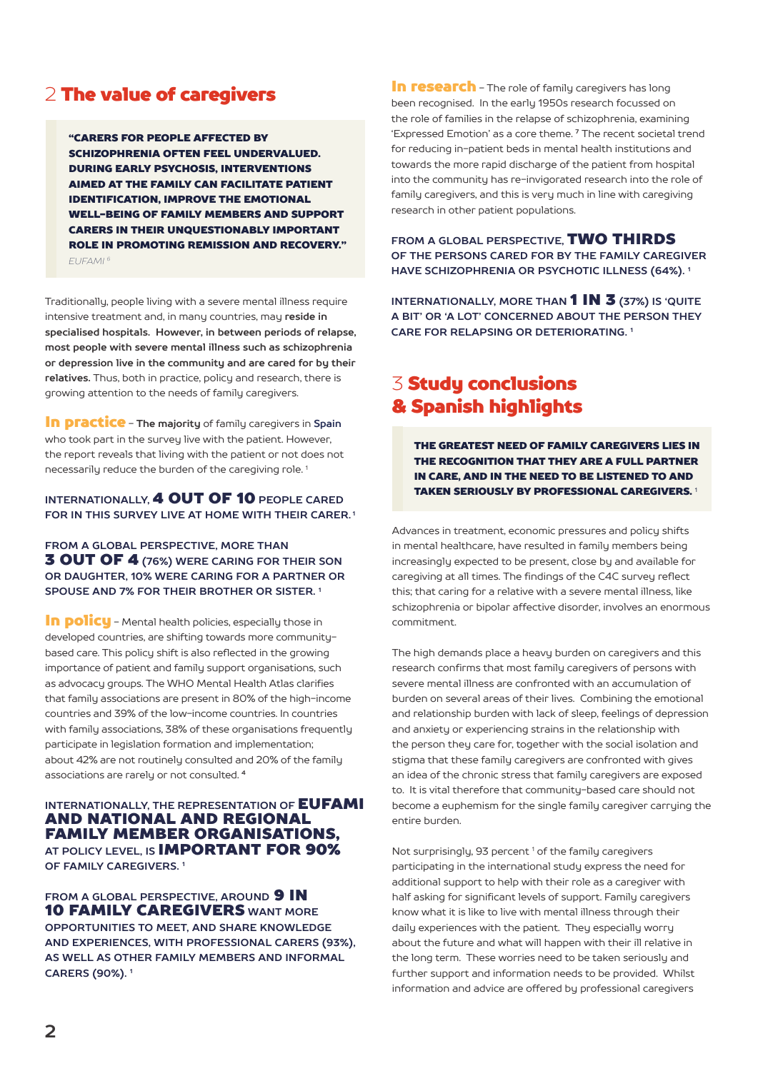## 2 The value of caregivers

> **"CARERS FOR PEOPLE AFFECTED BY SCHIZOPHRENIA OFTEN FEEL UNDERVALUED. DURING EARLY PSYCHOSIS, INTERVENTIONS AIMED AT THE FAMILY CAN FACILITATE PATIENT IDENTIFICATION, IMPROVE THE EMOTIONAL WELL-BEING OF FAMILY MEMBERS AND SUPPORT CARERS IN THEIR UNQUESTIONABLY IMPORTANT ROLE IN PROMOTING REMISSION AND RECOVERY."**
> *EUFAMI* [8]

Traditionally, people living with a severe mental illness require intensive treatment and, in many countries, may **reside in specialised hospitals. However, in between periods of relapse, most people with severe mental illness such as schizophrenia or depression live in the community and are cared for by their relatives.** Thus, both in practice, policy and research, there is growing attention to the needs of family caregivers.

**In practice** – **The majority** of family caregivers in **Spain** who took part in the survey live with the patient. However, the report reveals that living with the patient or not does not necessarily reduce the burden of the caregiving role. [1]

**INTERNATIONALLY, 4 OUT OF 10 PEOPLE CARED FOR IN THIS SURVEY LIVE AT HOME WITH THEIR CARER.** [1]

**FROM A GLOBAL PERSPECTIVE, MORE THAN 3 OUT OF 4 (76%) WERE CARING FOR THEIR SON OR DAUGHTER, 10% WERE CARING FOR A PARTNER OR SPOUSE AND 7% FOR THEIR BROTHER OR SISTER.** [1]

**In policy** – Mental health policies, especially those in developed countries, are shifting towards more community-based care. This policy shift is also reflected in the growing importance of patient and family support organisations, such as advocacy groups. The WHO Mental Health Atlas clarifies that family associations are present in 80% of the high-income countries and 39% of the low-income countries. In countries with family associations, 38% of these organisations frequently participate in legislation formation and implementation; about 42% are not routinely consulted and 20% of the family associations are rarely or not consulted. [4]

**INTERNATIONALLY, THE REPRESENTATION OF EUFAMI AND NATIONAL AND REGIONAL FAMILY MEMBER ORGANISATIONS, AT POLICY LEVEL, IS IMPORTANT FOR 90% OF FAMILY CAREGIVERS.** [1]

**FROM A GLOBAL PERSPECTIVE, AROUND 9 IN 10 FAMILY CAREGIVERS WANT MORE OPPORTUNITIES TO MEET, AND SHARE KNOWLEDGE AND EXPERIENCES, WITH PROFESSIONAL CARERS (93%), AS WELL AS OTHER FAMILY MEMBERS AND INFORMAL CARERS (90%).** [1]

**In research** – The role of family caregivers has long been recognised. In the early 1950s research focussed on the role of families in the relapse of schizophrenia, examining 'Expressed Emotion' as a core theme. [7] The recent societal trend for reducing in-patient beds in mental health institutions and towards the more rapid discharge of the patient from hospital into the community has re-invigorated research into the role of family caregivers, and this is very much in line with caregiving research in other patient populations.

**FROM A GLOBAL PERSPECTIVE, TWO THIRDS OF THE PERSONS CARED FOR BY THE FAMILY CAREGIVER HAVE SCHIZOPHRENIA OR PSYCHOTIC ILLNESS (64%).** [1]

**INTERNATIONALLY, MORE THAN 1 IN 3 (37%) IS 'QUITE A BIT' OR 'A LOT' CONCERNED ABOUT THE PERSON THEY CARE FOR RELAPSING OR DETERIORATING.** [1]

## 3 Study conclusions & Spanish highlights

> **THE GREATEST NEED OF FAMILY CAREGIVERS LIES IN THE RECOGNITION THAT THEY ARE A FULL PARTNER IN CARE, AND IN THE NEED TO BE LISTENED TO AND TAKEN SERIOUSLY BY PROFESSIONAL CAREGIVERS.** [1]

Advances in treatment, economic pressures and policy shifts in mental healthcare, have resulted in family members being increasingly expected to be present, close by and available for caregiving at all times. The findings of the C4C survey reflect this; that caring for a relative with a severe mental illness, like schizophrenia or bipolar affective disorder, involves an enormous commitment.

The high demands place a heavy burden on caregivers and this research confirms that most family caregivers of persons with severe mental illness are confronted with an accumulation of burden on several areas of their lives. Combining the emotional and relationship burden with lack of sleep, feelings of depression and anxiety or experiencing strains in the relationship with the person they care for, together with the social isolation and stigma that these family caregivers are confronted with gives an idea of the chronic stress that family caregivers are exposed to. It is vital therefore that community-based care should not become a euphemism for the single family caregiver carrying the entire burden.

Not surprisingly, 93 percent [1] of the family caregivers participating in the international study express the need for additional support to help with their role as a caregiver with half asking for significant levels of support. Family caregivers know what it is like to live with mental illness through their daily experiences with the patient. They especially worry about the future and what will happen with their ill relative in the long term. These worries need to be taken seriously and further support and information needs to be provided. Whilst information and advice are offered by professional caregivers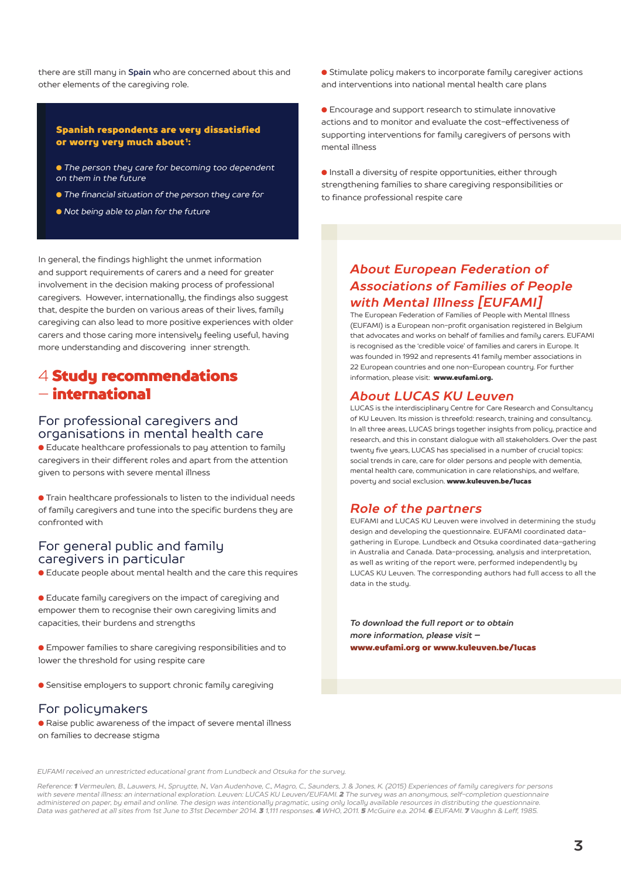there are still many in **Spain** who are concerned about this and other elements of the caregiving role.

**Spanish respondents are very dissatisfied or worry very much about[1]:**

- *The person they care for becoming too dependent on them in the future*
- *The financial situation of the person they care for*
- *Not being able to plan for the future*

In general, the findings highlight the unmet information and support requirements of carers and a need for greater involvement in the decision making process of professional caregivers. However, internationally, the findings also suggest that, despite the burden on various areas of their lives, family caregiving can also lead to more positive experiences with older carers and those caring more intensively feeling useful, having more understanding and discovering inner strength.

## 4 Study recommendations – international

### For professional caregivers and organisations in mental health care

- Educate healthcare professionals to pay attention to family caregivers in their different roles and apart from the attention given to persons with severe mental illness
- Train healthcare professionals to listen to the individual needs of family caregivers and tune into the specific burdens they are confronted with

### For general public and family caregivers in particular

- Educate people about mental health and the care this requires
- Educate family caregivers on the impact of caregiving and empower them to recognise their own caregiving limits and capacities, their burdens and strengths
- Empower families to share caregiving responsibilities and to lower the threshold for using respite care
- Sensitise employers to support chronic family caregiving

### For policymakers

- Raise public awareness of the impact of severe mental illness on families to decrease stigma
- Stimulate policy makers to incorporate family caregiver actions and interventions into national mental health care plans
- Encourage and support research to stimulate innovative actions and to monitor and evaluate the cost-effectiveness of supporting interventions for family caregivers of persons with mental illness
- Install a diversity of respite opportunities, either through strengthening families to share caregiving responsibilities or to finance professional respite care

### *About European Federation of Associations of Families of People with Mental Illness [EUFAMI]*

The European Federation of Families of People with Mental Illness (EUFAMI) is a European non-profit organisation registered in Belgium that advocates and works on behalf of families and family carers. EUFAMI is recognised as the 'credible voice' of families and carers in Europe. It was founded in 1992 and represents 41 family member associations in 22 European countries and one non-European country. For further information, please visit: **www.eufami.org.**

### *About LUCAS KU Leuven*

LUCAS is the interdisciplinary Centre for Care Research and Consultancy of KU Leuven. Its mission is threefold: research, training and consultancy. In all three areas, LUCAS brings together insights from policy, practice and research, and this in constant dialogue with all stakeholders. Over the past twenty five years, LUCAS has specialised in a number of crucial topics: social trends in care, care for older persons and people with dementia, mental health care, communication in care relationships, and welfare, poverty and social exclusion. **www.kuleuven.be/lucas**

### *Role of the partners*

EUFAMI and LUCAS KU Leuven were involved in determining the study design and developing the questionnaire. EUFAMI coordinated data-gathering in Europe. Lundbeck and Otsuka coordinated data-gathering in Australia and Canada. Data-processing, analysis and interpretation, as well as writing of the report were, performed independently by LUCAS KU Leuven. The corresponding authors had full access to all the data in the study.

***To download the full report or to obtain more information, please visit –***
**www.eufami.org or www.kuleuven.be/lucas**

*EUFAMI received an unrestricted educational grant from Lundbeck and Otsuka for the survey.*

*Reference: **1** Vermeulen, B., Lauwers, H., Spruytte, N., Van Audenhove, C., Magro, C., Saunders, J. & Jones, K. (2015) Experiences of family caregivers for persons with severe mental illness: an international exploration. Leuven: LUCAS KU Leuven/EUFAMI. **2** The survey was an anonymous, self-completion questionnaire administered on paper, by email and online. The design was intentionally pragmatic, using only locally available resources in distributing the questionnaire. Data was gathered at all sites from 1st June to 31st December 2014. **3** 1,111 responses. **4** WHO, 2011. **5** McGuire e.a. 2014. **6** EUFAMI. **7** Vaughn & Leff, 1985.*